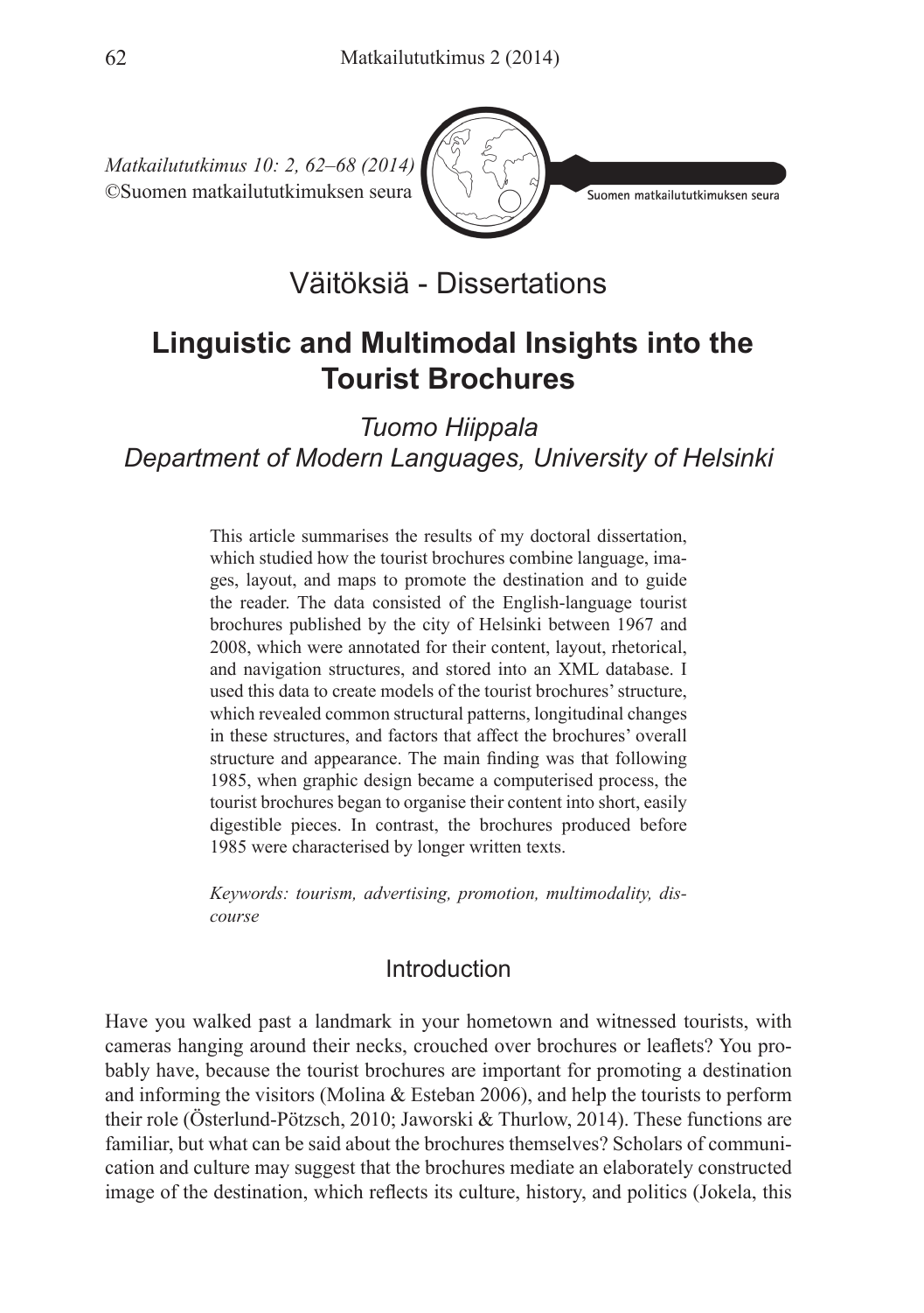*Matkailututkimus 10: 2, 62–68 (2014)*
©Suomen matkailututkimuksen seura

## Väitöksiä - Dissertations

# Linguistic and Multimodal Insights into the Tourist Brochures

*Tuomo Hiippala*
*Department of Modern Languages, University of Helsinki*

This article summarises the results of my doctoral dissertation, which studied how the tourist brochures combine language, images, layout, and maps to promote the destination and to guide the reader. The data consisted of the English-language tourist brochures published by the city of Helsinki between 1967 and 2008, which were annotated for their content, layout, rhetorical, and navigation structures, and stored into an XML database. I used this data to create models of the tourist brochures' structure, which revealed common structural patterns, longitudinal changes in these structures, and factors that affect the brochures' overall structure and appearance. The main finding was that following 1985, when graphic design became a computerised process, the tourist brochures began to organise their content into short, easily digestible pieces. In contrast, the brochures produced before 1985 were characterised by longer written texts.

*Keywords: tourism, advertising, promotion, multimodality, discourse*

## Introduction

Have you walked past a landmark in your hometown and witnessed tourists, with cameras hanging around their necks, crouched over brochures or leaflets? You probably have, because the tourist brochures are important for promoting a destination and informing the visitors (Molina & Esteban 2006), and help the tourists to perform their role (Österlund-Pötzsch, 2010; Jaworski & Thurlow, 2014). These functions are familiar, but what can be said about the brochures themselves? Scholars of communication and culture may suggest that the brochures mediate an elaborately constructed image of the destination, which reflects its culture, history, and politics (Jokela, this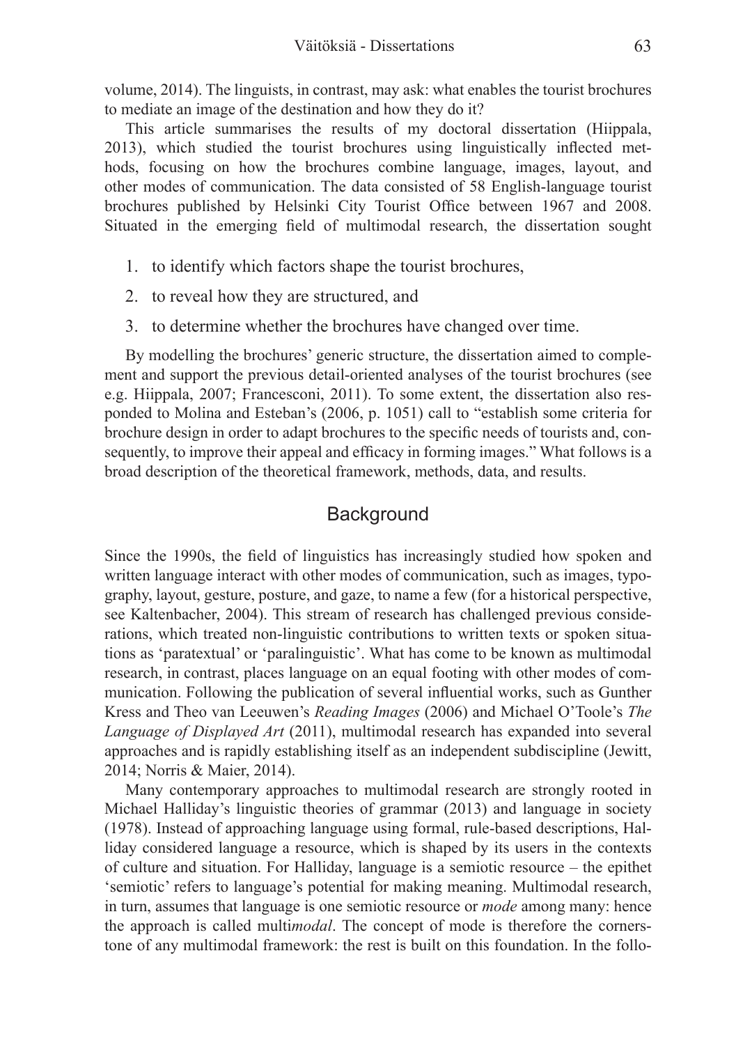volume, 2014). The linguists, in contrast, may ask: what enables the tourist brochures to mediate an image of the destination and how they do it?

This article summarises the results of my doctoral dissertation (Hiippala, 2013), which studied the tourist brochures using linguistically inflected methods, focusing on how the brochures combine language, images, layout, and other modes of communication. The data consisted of 58 English-language tourist brochures published by Helsinki City Tourist Office between 1967 and 2008. Situated in the emerging field of multimodal research, the dissertation sought

1. to identify which factors shape the tourist brochures,
2. to reveal how they are structured, and
3. to determine whether the brochures have changed over time.

By modelling the brochures' generic structure, the dissertation aimed to complement and support the previous detail-oriented analyses of the tourist brochures (see e.g. Hiippala, 2007; Francesconi, 2011). To some extent, the dissertation also responded to Molina and Esteban's (2006, p. 1051) call to "establish some criteria for brochure design in order to adapt brochures to the specific needs of tourists and, consequently, to improve their appeal and efficacy in forming images." What follows is a broad description of the theoretical framework, methods, data, and results.

## Background

Since the 1990s, the field of linguistics has increasingly studied how spoken and written language interact with other modes of communication, such as images, typography, layout, gesture, posture, and gaze, to name a few (for a historical perspective, see Kaltenbacher, 2004). This stream of research has challenged previous considerations, which treated non-linguistic contributions to written texts or spoken situations as 'paratextual' or 'paralinguistic'. What has come to be known as multimodal research, in contrast, places language on an equal footing with other modes of communication. Following the publication of several influential works, such as Gunther Kress and Theo van Leeuwen's *Reading Images* (2006) and Michael O'Toole's *The Language of Displayed Art* (2011), multimodal research has expanded into several approaches and is rapidly establishing itself as an independent subdiscipline (Jewitt, 2014; Norris & Maier, 2014).

Many contemporary approaches to multimodal research are strongly rooted in Michael Halliday's linguistic theories of grammar (2013) and language in society (1978). Instead of approaching language using formal, rule-based descriptions, Halliday considered language a resource, which is shaped by its users in the contexts of culture and situation. For Halliday, language is a semiotic resource – the epithet 'semiotic' refers to language's potential for making meaning. Multimodal research, in turn, assumes that language is one semiotic resource or *mode* among many: hence the approach is called multi*modal*. The concept of mode is therefore the cornerstone of any multimodal framework: the rest is built on this foundation. In the follo-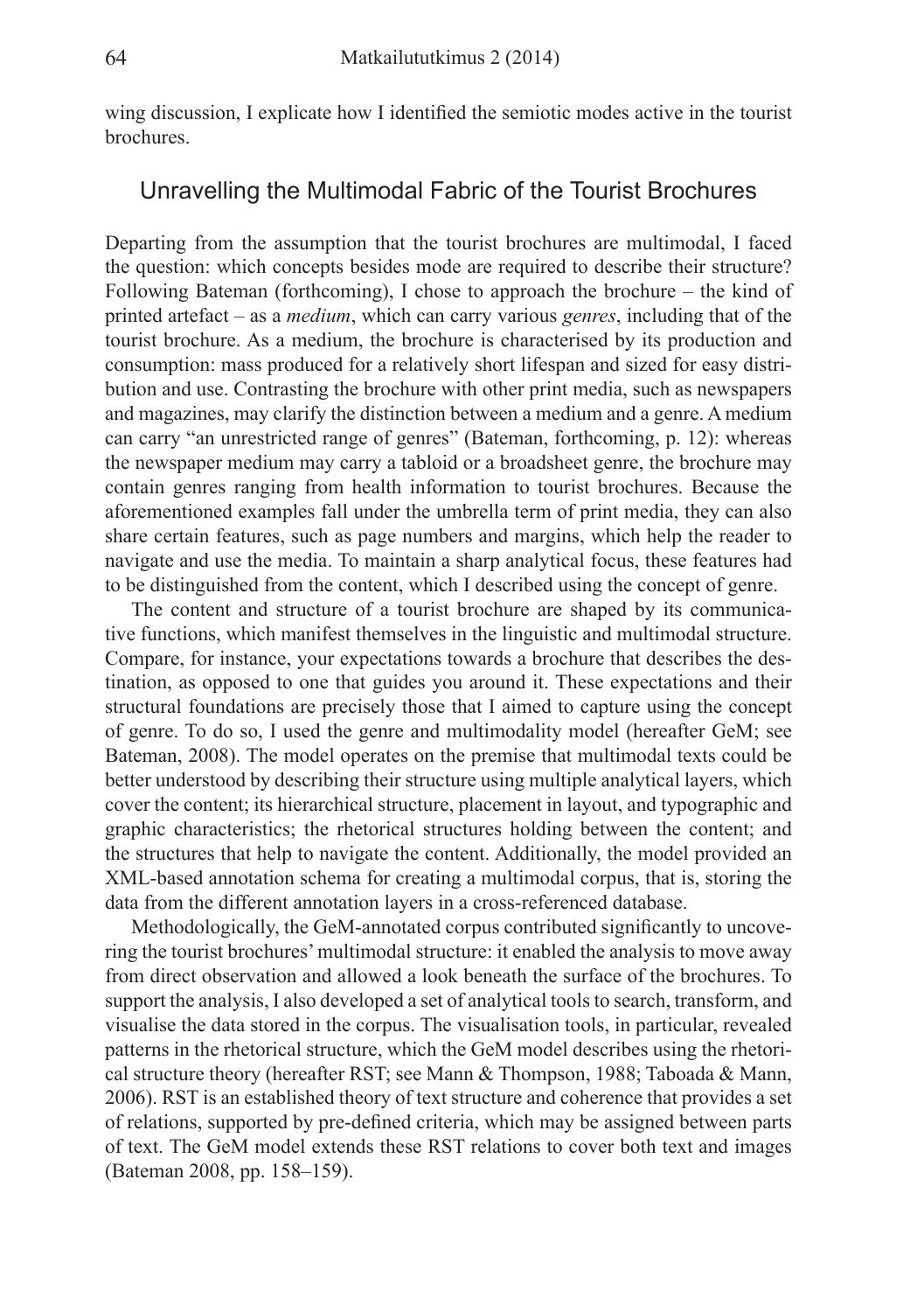wing discussion, I explicate how I identified the semiotic modes active in the tourist brochures.

## Unravelling the Multimodal Fabric of the Tourist Brochures

Departing from the assumption that the tourist brochures are multimodal, I faced the question: which concepts besides mode are required to describe their structure? Following Bateman (forthcoming), I chose to approach the brochure – the kind of printed artefact – as a *medium*, which can carry various *genres*, including that of the tourist brochure. As a medium, the brochure is characterised by its production and consumption: mass produced for a relatively short lifespan and sized for easy distribution and use. Contrasting the brochure with other print media, such as newspapers and magazines, may clarify the distinction between a medium and a genre. A medium can carry "an unrestricted range of genres" (Bateman, forthcoming, p. 12): whereas the newspaper medium may carry a tabloid or a broadsheet genre, the brochure may contain genres ranging from health information to tourist brochures. Because the aforementioned examples fall under the umbrella term of print media, they can also share certain features, such as page numbers and margins, which help the reader to navigate and use the media. To maintain a sharp analytical focus, these features had to be distinguished from the content, which I described using the concept of genre.

The content and structure of a tourist brochure are shaped by its communicative functions, which manifest themselves in the linguistic and multimodal structure. Compare, for instance, your expectations towards a brochure that describes the destination, as opposed to one that guides you around it. These expectations and their structural foundations are precisely those that I aimed to capture using the concept of genre. To do so, I used the genre and multimodality model (hereafter GeM; see Bateman, 2008). The model operates on the premise that multimodal texts could be better understood by describing their structure using multiple analytical layers, which cover the content; its hierarchical structure, placement in layout, and typographic and graphic characteristics; the rhetorical structures holding between the content; and the structures that help to navigate the content. Additionally, the model provided an XML-based annotation schema for creating a multimodal corpus, that is, storing the data from the different annotation layers in a cross-referenced database.

Methodologically, the GeM-annotated corpus contributed significantly to uncovering the tourist brochures' multimodal structure: it enabled the analysis to move away from direct observation and allowed a look beneath the surface of the brochures. To support the analysis, I also developed a set of analytical tools to search, transform, and visualise the data stored in the corpus. The visualisation tools, in particular, revealed patterns in the rhetorical structure, which the GeM model describes using the rhetorical structure theory (hereafter RST; see Mann & Thompson, 1988; Taboada & Mann, 2006). RST is an established theory of text structure and coherence that provides a set of relations, supported by pre-defined criteria, which may be assigned between parts of text. The GeM model extends these RST relations to cover both text and images (Bateman 2008, pp. 158–159).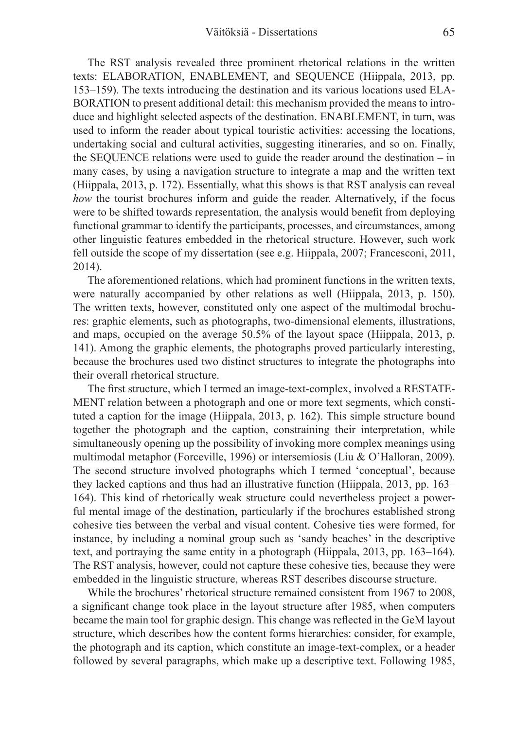The RST analysis revealed three prominent rhetorical relations in the written texts: ELABORATION, ENABLEMENT, and SEQUENCE (Hiippala, 2013, pp. 153–159). The texts introducing the destination and its various locations used ELABORATION to present additional detail: this mechanism provided the means to introduce and highlight selected aspects of the destination. ENABLEMENT, in turn, was used to inform the reader about typical touristic activities: accessing the locations, undertaking social and cultural activities, suggesting itineraries, and so on. Finally, the SEQUENCE relations were used to guide the reader around the destination – in many cases, by using a navigation structure to integrate a map and the written text (Hiippala, 2013, p. 172). Essentially, what this shows is that RST analysis can reveal *how* the tourist brochures inform and guide the reader. Alternatively, if the focus were to be shifted towards representation, the analysis would benefit from deploying functional grammar to identify the participants, processes, and circumstances, among other linguistic features embedded in the rhetorical structure. However, such work fell outside the scope of my dissertation (see e.g. Hiippala, 2007; Francesconi, 2011, 2014).

The aforementioned relations, which had prominent functions in the written texts, were naturally accompanied by other relations as well (Hiippala, 2013, p. 150). The written texts, however, constituted only one aspect of the multimodal brochures: graphic elements, such as photographs, two-dimensional elements, illustrations, and maps, occupied on the average 50.5% of the layout space (Hiippala, 2013, p. 141). Among the graphic elements, the photographs proved particularly interesting, because the brochures used two distinct structures to integrate the photographs into their overall rhetorical structure.

The first structure, which I termed an image-text-complex, involved a RESTATEMENT relation between a photograph and one or more text segments, which constituted a caption for the image (Hiippala, 2013, p. 162). This simple structure bound together the photograph and the caption, constraining their interpretation, while simultaneously opening up the possibility of invoking more complex meanings using multimodal metaphor (Forceville, 1996) or intersemiosis (Liu & O'Halloran, 2009). The second structure involved photographs which I termed 'conceptual', because they lacked captions and thus had an illustrative function (Hiippala, 2013, pp. 163–164). This kind of rhetorically weak structure could nevertheless project a powerful mental image of the destination, particularly if the brochures established strong cohesive ties between the verbal and visual content. Cohesive ties were formed, for instance, by including a nominal group such as 'sandy beaches' in the descriptive text, and portraying the same entity in a photograph (Hiippala, 2013, pp. 163–164). The RST analysis, however, could not capture these cohesive ties, because they were embedded in the linguistic structure, whereas RST describes discourse structure.

While the brochures' rhetorical structure remained consistent from 1967 to 2008, a significant change took place in the layout structure after 1985, when computers became the main tool for graphic design. This change was reflected in the GeM layout structure, which describes how the content forms hierarchies: consider, for example, the photograph and its caption, which constitute an image-text-complex, or a header followed by several paragraphs, which make up a descriptive text. Following 1985,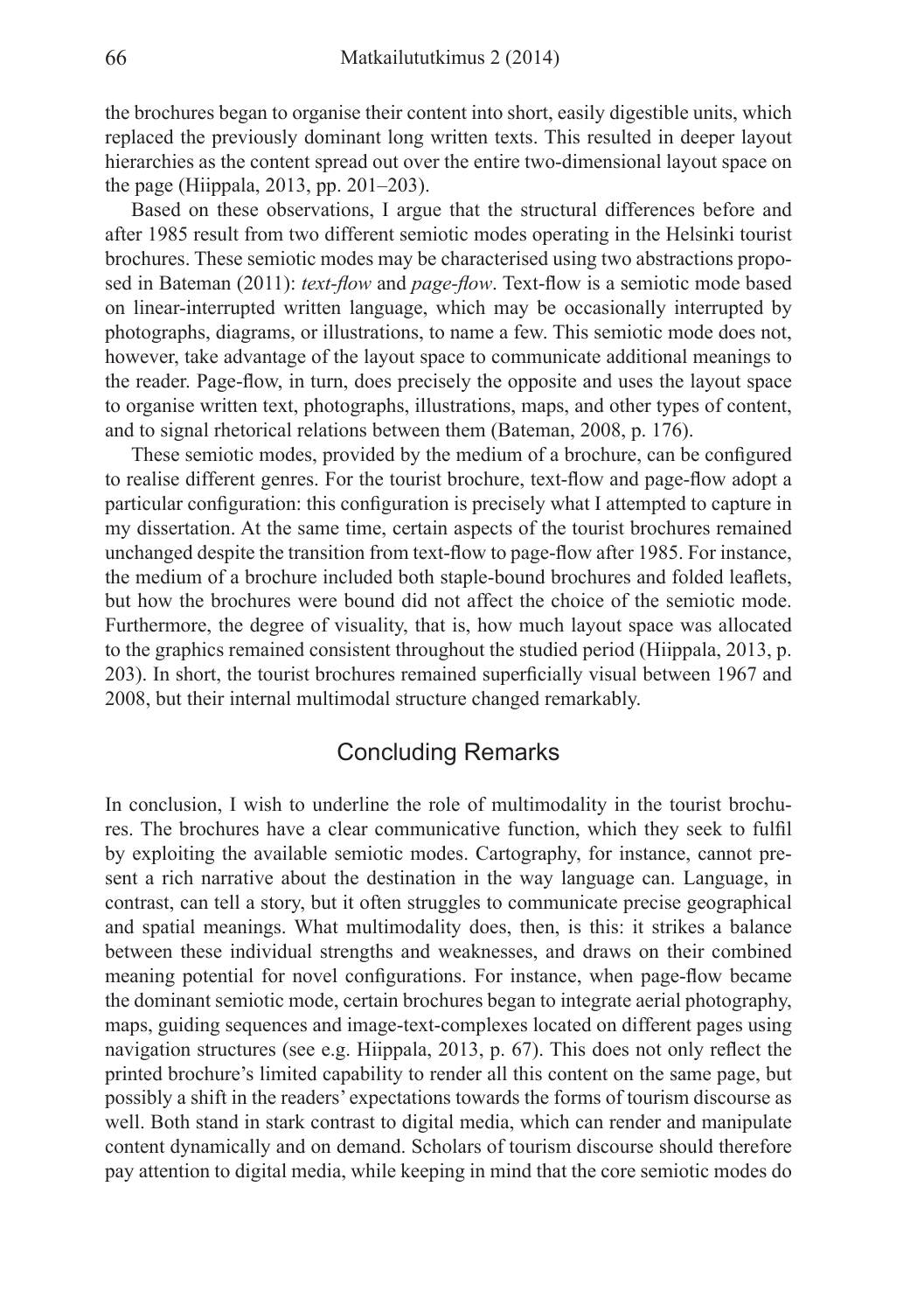the brochures began to organise their content into short, easily digestible units, which replaced the previously dominant long written texts. This resulted in deeper layout hierarchies as the content spread out over the entire two-dimensional layout space on the page (Hiippala, 2013, pp. 201–203).

Based on these observations, I argue that the structural differences before and after 1985 result from two different semiotic modes operating in the Helsinki tourist brochures. These semiotic modes may be characterised using two abstractions proposed in Bateman (2011): *text-flow* and *page-flow*. Text-flow is a semiotic mode based on linear-interrupted written language, which may be occasionally interrupted by photographs, diagrams, or illustrations, to name a few. This semiotic mode does not, however, take advantage of the layout space to communicate additional meanings to the reader. Page-flow, in turn, does precisely the opposite and uses the layout space to organise written text, photographs, illustrations, maps, and other types of content, and to signal rhetorical relations between them (Bateman, 2008, p. 176).

These semiotic modes, provided by the medium of a brochure, can be configured to realise different genres. For the tourist brochure, text-flow and page-flow adopt a particular configuration: this configuration is precisely what I attempted to capture in my dissertation. At the same time, certain aspects of the tourist brochures remained unchanged despite the transition from text-flow to page-flow after 1985. For instance, the medium of a brochure included both staple-bound brochures and folded leaflets, but how the brochures were bound did not affect the choice of the semiotic mode. Furthermore, the degree of visuality, that is, how much layout space was allocated to the graphics remained consistent throughout the studied period (Hiippala, 2013, p. 203). In short, the tourist brochures remained superficially visual between 1967 and 2008, but their internal multimodal structure changed remarkably.

## Concluding Remarks

In conclusion, I wish to underline the role of multimodality in the tourist brochures. The brochures have a clear communicative function, which they seek to fulfil by exploiting the available semiotic modes. Cartography, for instance, cannot present a rich narrative about the destination in the way language can. Language, in contrast, can tell a story, but it often struggles to communicate precise geographical and spatial meanings. What multimodality does, then, is this: it strikes a balance between these individual strengths and weaknesses, and draws on their combined meaning potential for novel configurations. For instance, when page-flow became the dominant semiotic mode, certain brochures began to integrate aerial photography, maps, guiding sequences and image-text-complexes located on different pages using navigation structures (see e.g. Hiippala, 2013, p. 67). This does not only reflect the printed brochure's limited capability to render all this content on the same page, but possibly a shift in the readers' expectations towards the forms of tourism discourse as well. Both stand in stark contrast to digital media, which can render and manipulate content dynamically and on demand. Scholars of tourism discourse should therefore pay attention to digital media, while keeping in mind that the core semiotic modes do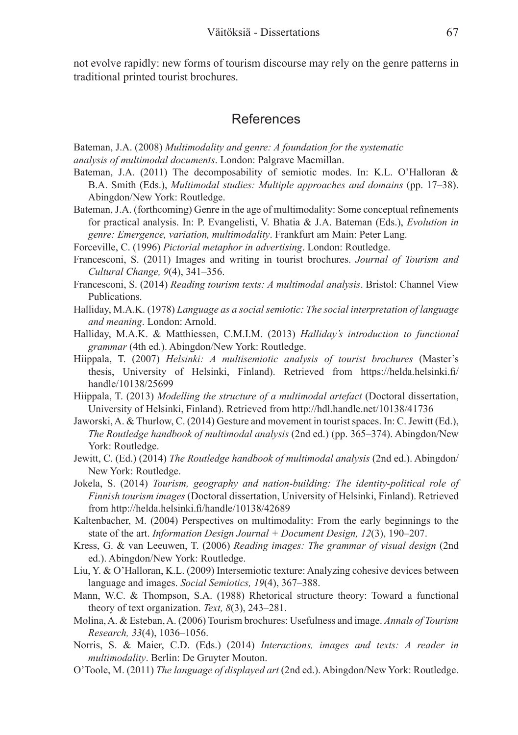not evolve rapidly: new forms of tourism discourse may rely on the genre patterns in traditional printed tourist brochures.

## References

Bateman, J.A. (2008) *Multimodality and genre: A foundation for the systematic analysis of multimodal documents*. London: Palgrave Macmillan.

Bateman, J.A. (2011) The decomposability of semiotic modes. In: K.L. O'Halloran & B.A. Smith (Eds.), *Multimodal studies: Multiple approaches and domains* (pp. 17–38). Abingdon/New York: Routledge.

Bateman, J.A. (forthcoming) Genre in the age of multimodality: Some conceptual refinements for practical analysis. In: P. Evangelisti, V. Bhatia & J.A. Bateman (Eds.), *Evolution in genre: Emergence, variation, multimodality*. Frankfurt am Main: Peter Lang.

Forceville, C. (1996) *Pictorial metaphor in advertising*. London: Routledge.

Francesconi, S. (2011) Images and writing in tourist brochures. *Journal of Tourism and Cultural Change, 9*(4), 341–356.

Francesconi, S. (2014) *Reading tourism texts: A multimodal analysis*. Bristol: Channel View Publications.

Halliday, M.A.K. (1978) *Language as a social semiotic: The social interpretation of language and meaning*. London: Arnold.

Halliday, M.A.K. & Matthiessen, C.M.I.M. (2013) *Halliday's introduction to functional grammar* (4th ed.). Abingdon/New York: Routledge.

Hiippala, T. (2007) *Helsinki: A multisemiotic analysis of tourist brochures* (Master's thesis, University of Helsinki, Finland). Retrieved from https://helda.helsinki.fi/handle/10138/25699

Hiippala, T. (2013) *Modelling the structure of a multimodal artefact* (Doctoral dissertation, University of Helsinki, Finland). Retrieved from http://hdl.handle.net/10138/41736

Jaworski, A. & Thurlow, C. (2014) Gesture and movement in tourist spaces. In: C. Jewitt (Ed.), *The Routledge handbook of multimodal analysis* (2nd ed.) (pp. 365–374). Abingdon/New York: Routledge.

Jewitt, C. (Ed.) (2014) *The Routledge handbook of multimodal analysis* (2nd ed.). Abingdon/New York: Routledge.

Jokela, S. (2014) *Tourism, geography and nation-building: The identity-political role of Finnish tourism images* (Doctoral dissertation, University of Helsinki, Finland). Retrieved from http://helda.helsinki.fi/handle/10138/42689

Kaltenbacher, M. (2004) Perspectives on multimodality: From the early beginnings to the state of the art. *Information Design Journal + Document Design, 12*(3), 190–207.

Kress, G. & van Leeuwen, T. (2006) *Reading images: The grammar of visual design* (2nd ed.). Abingdon/New York: Routledge.

Liu, Y. & O'Halloran, K.L. (2009) Intersemiotic texture: Analyzing cohesive devices between language and images. *Social Semiotics, 19*(4), 367–388.

Mann, W.C. & Thompson, S.A. (1988) Rhetorical structure theory: Toward a functional theory of text organization. *Text, 8*(3), 243–281.

Molina, A. & Esteban, A. (2006) Tourism brochures: Usefulness and image. *Annals of Tourism Research, 33*(4), 1036–1056.

Norris, S. & Maier, C.D. (Eds.) (2014) *Interactions, images and texts: A reader in multimodality*. Berlin: De Gruyter Mouton.

O'Toole, M. (2011) *The language of displayed art* (2nd ed.). Abingdon/New York: Routledge.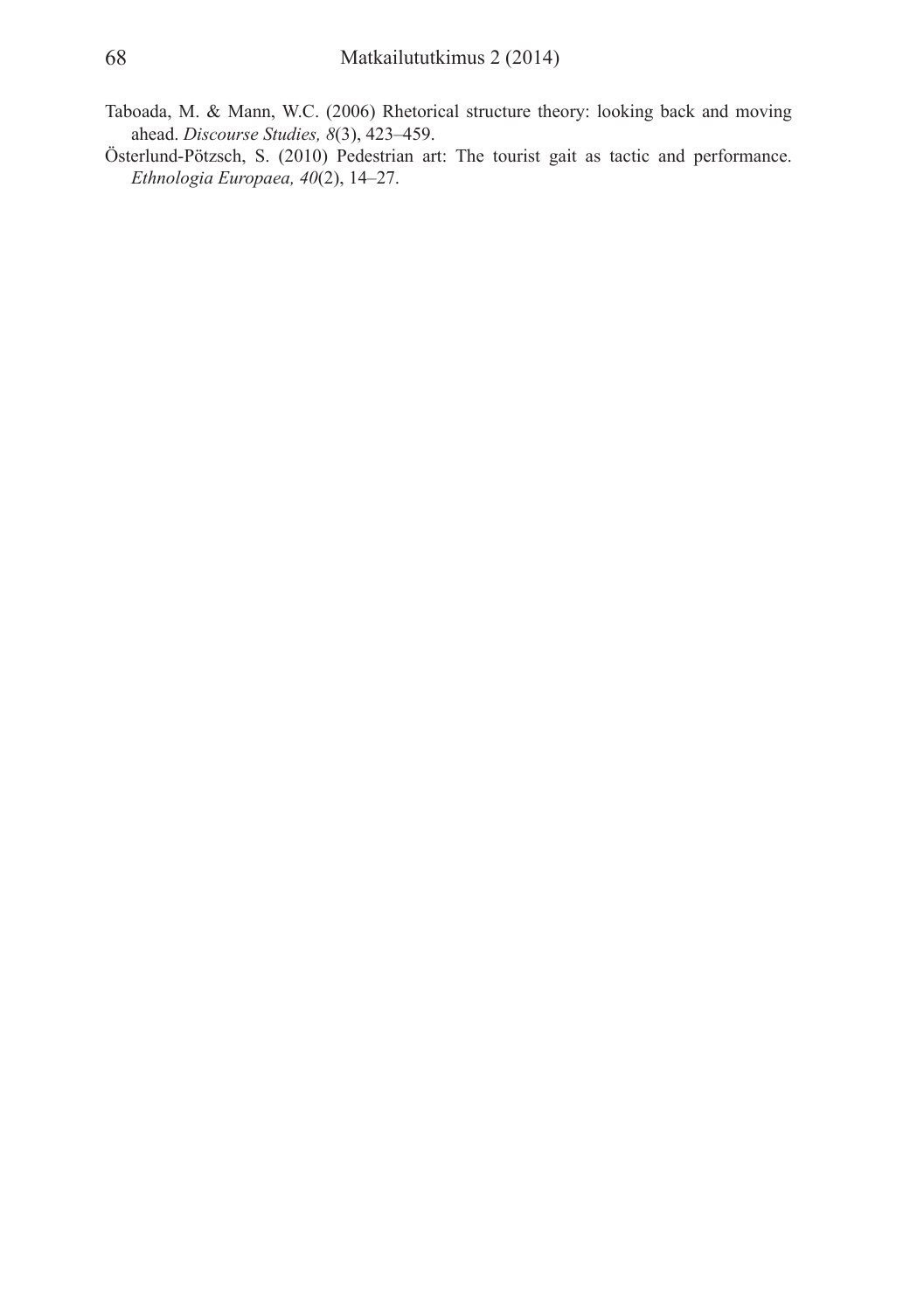Taboada, M. & Mann, W.C. (2006) Rhetorical structure theory: looking back and moving ahead. *Discourse Studies, 8*(3), 423–459.

Österlund-Pötzsch, S. (2010) Pedestrian art: The tourist gait as tactic and performance. *Ethnologia Europaea, 40*(2), 14–27.